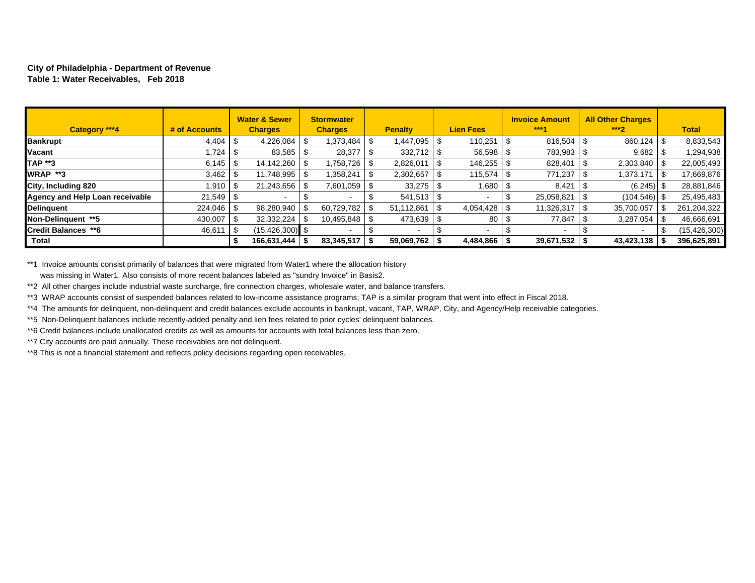**City of Philadelphia - Department of Revenue**
**Table 1: Water Receivables, Feb 2018**

| Category ***4 | # of Accounts | Water & Sewer Charges | Stormwater Charges | Penalty | Lien Fees | Invoice Amount ***1 | All Other Charges ***2 | Total |
|---|---|---|---|---|---|---|---|---|
| **Bankrupt** | 4,404 | $ 4,226,084 | $ 1,373,484 | $ 1,447,095 | $ 110,251 | $ 816,504 | $ 860,124 | $ 8,833,543 |
| **Vacant** | 1,724 | $ 83,585 | $ 28,377 | $ 332,712 | $ 56,598 | $ 783,983 | $ 9,682 | $ 1,294,938 |
| **TAP **3** | 6,145 | $ 14,142,260 | $ 1,758,726 | $ 2,826,011 | $ 146,255 | $ 828,401 | $ 2,303,840 | $ 22,005,493 |
| **WRAP **3** | 3,462 | $ 11,748,995 | $ 1,358,241 | $ 2,302,657 | $ 115,574 | $ 771,237 | $ 1,373,171 | $ 17,669,876 |
| **City, Including 820** | 1,910 | $ 21,243,656 | $ 7,601,059 | $ 33,275 | $ 1,680 | $ 8,421 | $ (6,245) | $ 28,881,846 |
| **Agency and Help Loan receivable** | 21,549 | $ - | $ - | $ 541,513 | $ - | $ 25,058,821 | $ (104,546) | $ 25,495,483 |
| **Delinquent** | 224,046 | $ 98,280,940 | $ 60,729,782 | $ 51,112,861 | $ 4,054,428 | $ 11,326,317 | $ 35,700,057 | $ 261,204,322 |
| **Non-Delinquent **5** | 430,007 | $ 32,332,224 | $ 10,495,848 | $ 473,639 | $ 80 | $ 77,847 | $ 3,287,054 | $ 46,666,691 |
| **Credit Balances **6** | 46,611 | $ (15,426,300) | $ - | $ - | $ - | $ - | $ - | $ (15,426,300) |
| **Total** | | **$ 166,631,444** | **$ 83,345,517** | **$ 59,069,762** | **$ 4,484,866** | **$ 39,671,532** | **$ 43,423,138** | **$ 396,625,891** |

**1 Invoice amounts consist primarily of balances that were migrated from Water1 where the allocation history was missing in Water1. Also consists of more recent balances labeled as "sundry Invoice" in Basis2.

**2 All other charges include industrial waste surcharge, fire connection charges, wholesale water, and balance transfers.

**3 WRAP accounts consist of suspended balances related to low-income assistance programs; TAP is a similar program that went into effect in Fiscal 2018.

**4 The amounts for delinquent, non-delinquent and credit balances exclude accounts in bankrupt, vacant, TAP, WRAP, City, and Agency/Help receivable categories.

**5 Non-Delinquent balances include recently-added penalty and lien fees related to prior cycles' delinquent balances.

**6 Credit balances include unallocated credits as well as amounts for accounts with total balances less than zero.

**7 City accounts are paid annually. These receivables are not delinquent.

**8 This is not a financial statement and reflects policy decisions regarding open receivables.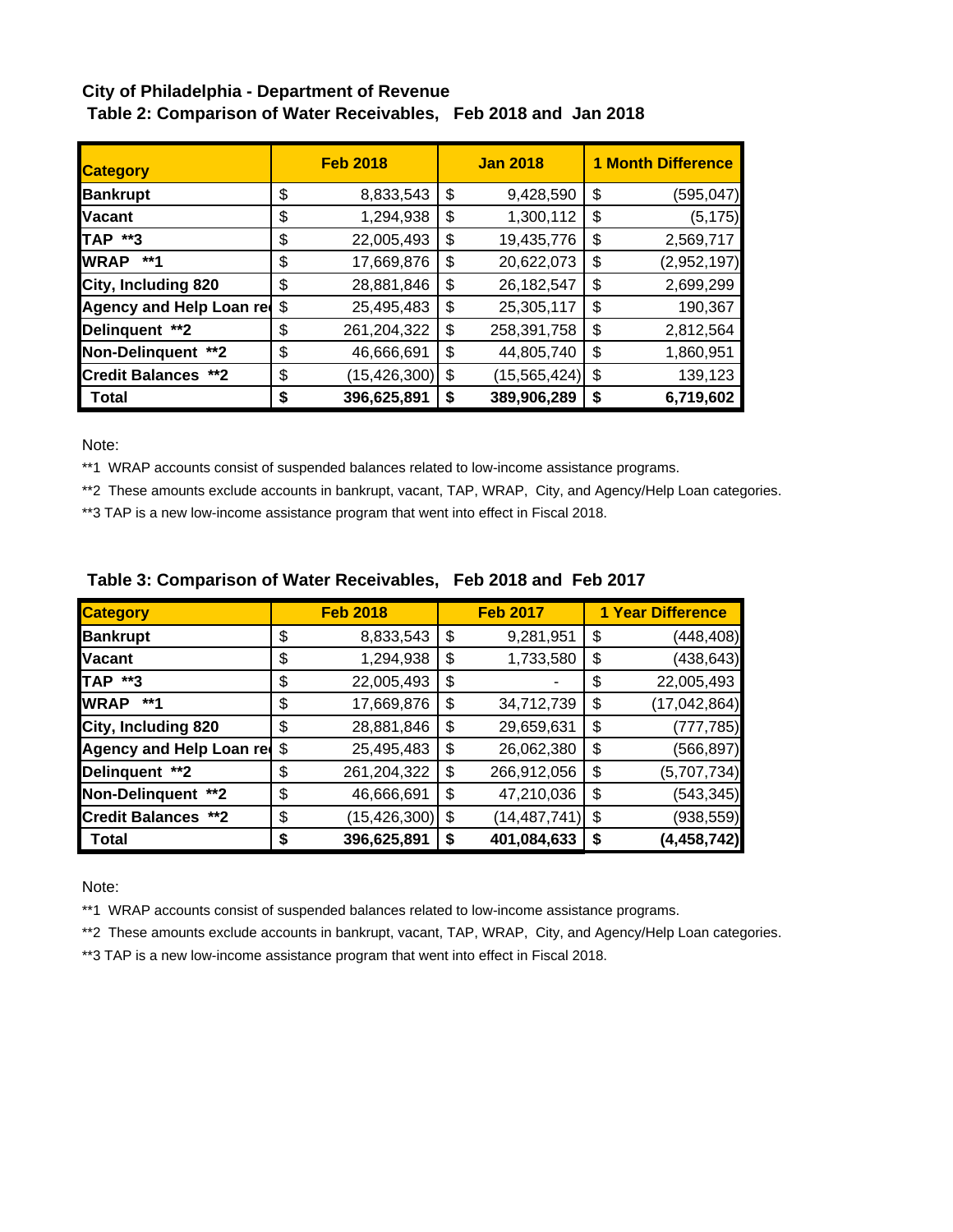**City of Philadelphia - Department of Revenue**

**Table 2: Comparison of Water Receivables, Feb 2018 and Jan 2018**

| Category | Feb 2018 | Jan 2018 | 1 Month Difference |
|---|---|---|---|
| **Bankrupt** | $ 8,833,543 | $ 9,428,590 | $ (595,047) |
| **Vacant** | $ 1,294,938 | $ 1,300,112 | $ (5,175) |
| **TAP \*\*3** | $ 22,005,493 | $ 19,435,776 | $ 2,569,717 |
| **WRAP \*\*1** | $ 17,669,876 | $ 20,622,073 | $ (2,952,197) |
| **City, Including 820** | $ 28,881,846 | $ 26,182,547 | $ 2,699,299 |
| **Agency and Help Loan re** | $ 25,495,483 | $ 25,305,117 | $ 190,367 |
| **Delinquent \*\*2** | $ 261,204,322 | $ 258,391,758 | $ 2,812,564 |
| **Non-Delinquent \*\*2** | $ 46,666,691 | $ 44,805,740 | $ 1,860,951 |
| **Credit Balances \*\*2** | $ (15,426,300) | $ (15,565,424) | $ 139,123 |
| **Total** | **$ 396,625,891** | **$ 389,906,289** | **$ 6,719,602** |

Note:

**1 WRAP accounts consist of suspended balances related to low-income assistance programs.

**2 These amounts exclude accounts in bankrupt, vacant, TAP, WRAP, City, and Agency/Help Loan categories.

**3 TAP is a new low-income assistance program that went into effect in Fiscal 2018.

**Table 3: Comparison of Water Receivables, Feb 2018 and Feb 2017**

| Category | Feb 2018 | Feb 2017 | 1 Year Difference |
|---|---|---|---|
| **Bankrupt** | $ 8,833,543 | $ 9,281,951 | $ (448,408) |
| **Vacant** | $ 1,294,938 | $ 1,733,580 | $ (438,643) |
| **TAP \*\*3** | $ 22,005,493 | $ - | $ 22,005,493 |
| **WRAP \*\*1** | $ 17,669,876 | $ 34,712,739 | $ (17,042,864) |
| **City, Including 820** | $ 28,881,846 | $ 29,659,631 | $ (777,785) |
| **Agency and Help Loan re** | $ 25,495,483 | $ 26,062,380 | $ (566,897) |
| **Delinquent \*\*2** | $ 261,204,322 | $ 266,912,056 | $ (5,707,734) |
| **Non-Delinquent \*\*2** | $ 46,666,691 | $ 47,210,036 | $ (543,345) |
| **Credit Balances \*\*2** | $ (15,426,300) | $ (14,487,741) | $ (938,559) |
| **Total** | **$ 396,625,891** | **$ 401,084,633** | **$ (4,458,742)** |

Note:

**1 WRAP accounts consist of suspended balances related to low-income assistance programs.

**2 These amounts exclude accounts in bankrupt, vacant, TAP, WRAP, City, and Agency/Help Loan categories.

**3 TAP is a new low-income assistance program that went into effect in Fiscal 2018.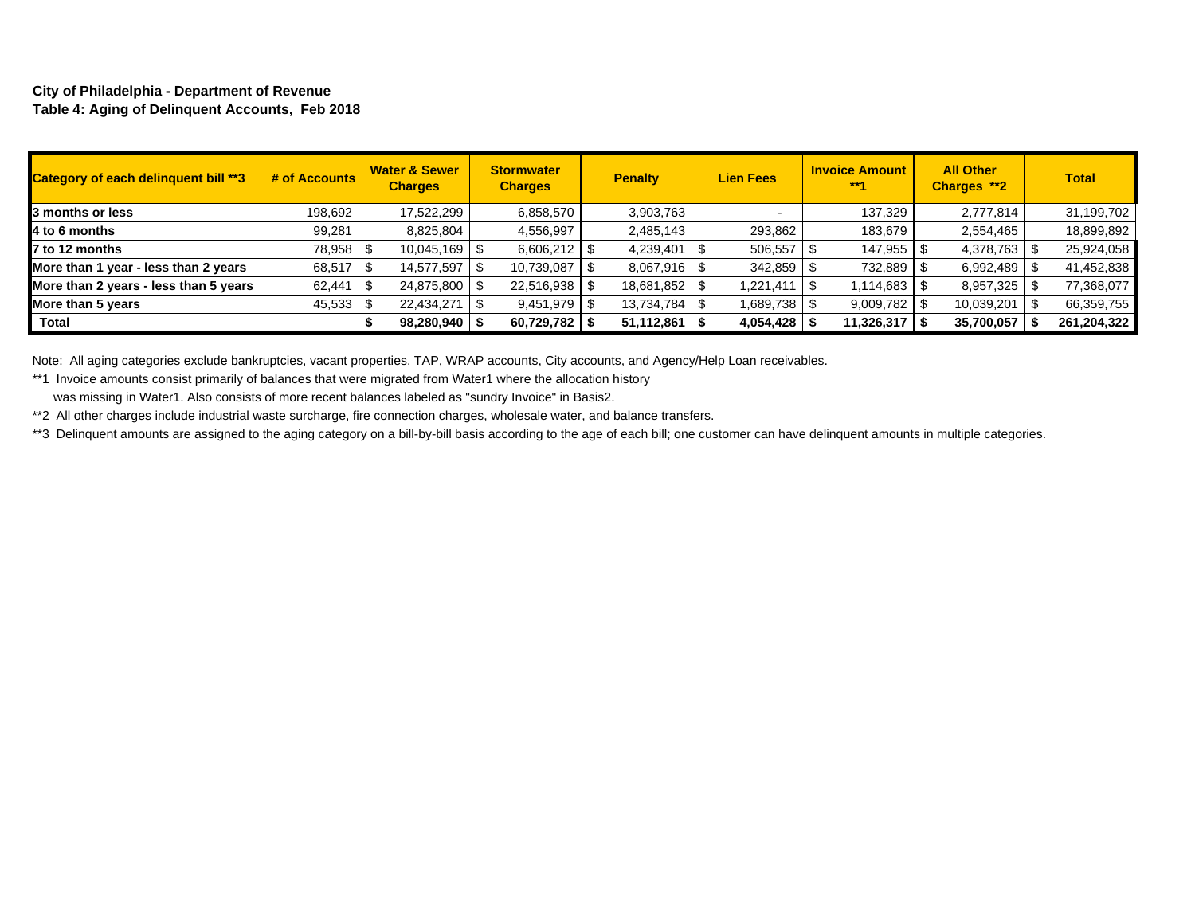**City of Philadelphia - Department of Revenue**
**Table 4: Aging of Delinquent Accounts, Feb 2018**

| Category of each delinquent bill **3 | # of Accounts | Water & Sewer Charges | Stormwater Charges | Penalty | Lien Fees | Invoice Amount **1 | All Other Charges **2 | Total |
|---|---|---|---|---|---|---|---|---|
| **3 months or less** | 198,692 | 17,522,299 | 6,858,570 | 3,903,763 | - | 137,329 | 2,777,814 | 31,199,702 |
| **4 to 6 months** | 99,281 | 8,825,804 | 4,556,997 | 2,485,143 | 293,862 | 183,679 | 2,554,465 | 18,899,892 |
| **7 to 12 months** | 78,958 | $ 10,045,169 | $ 6,606,212 | $ 4,239,401 | $ 506,557 | $ 147,955 | $ 4,378,763 | $ 25,924,058 |
| **More than 1 year - less than 2 years** | 68,517 | $ 14,577,597 | $ 10,739,087 | $ 8,067,916 | $ 342,859 | $ 732,889 | $ 6,992,489 | $ 41,452,838 |
| **More than 2 years - less than 5 years** | 62,441 | $ 24,875,800 | $ 22,516,938 | $ 18,681,852 | $ 1,221,411 | $ 1,114,683 | $ 8,957,325 | $ 77,368,077 |
| **More than 5 years** | 45,533 | $ 22,434,271 | $ 9,451,979 | $ 13,734,784 | $ 1,689,738 | $ 9,009,782 | $ 10,039,201 | $ 66,359,755 |
| **Total** | | **$ 98,280,940** | **$ 60,729,782** | **$ 51,112,861** | **$ 4,054,428** | **$ 11,326,317** | **$ 35,700,057** | **$ 261,204,322** |

Note: All aging categories exclude bankruptcies, vacant properties, TAP, WRAP accounts, City accounts, and Agency/Help Loan receivables.

**1 Invoice amounts consist primarily of balances that were migrated from Water1 where the allocation history was missing in Water1. Also consists of more recent balances labeled as "sundry Invoice" in Basis2.

**2 All other charges include industrial waste surcharge, fire connection charges, wholesale water, and balance transfers.

**3 Delinquent amounts are assigned to the aging category on a bill-by-bill basis according to the age of each bill; one customer can have delinquent amounts in multiple categories.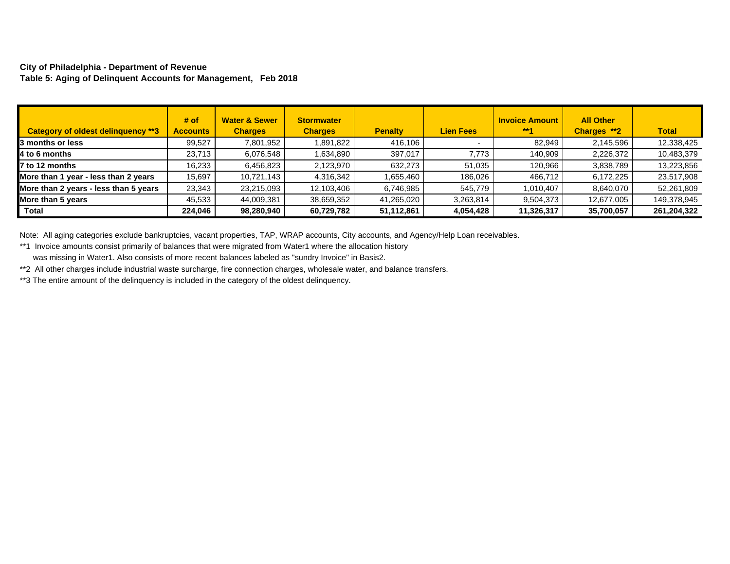**City of Philadelphia - Department of Revenue**
**Table 5: Aging of Delinquent Accounts for Management, Feb 2018**

| Category of oldest delinquency **3 | # of Accounts | Water & Sewer Charges | Stormwater Charges | Penalty | Lien Fees | Invoice Amount **1 | All Other Charges **2 | Total |
|---|---|---|---|---|---|---|---|---|
| **3 months or less** | 99,527 | 7,801,952 | 1,891,822 | 416,106 | - | 82,949 | 2,145,596 | 12,338,425 |
| **4 to 6 months** | 23,713 | 6,076,548 | 1,634,890 | 397,017 | 7,773 | 140,909 | 2,226,372 | 10,483,379 |
| **7 to 12 months** | 16,233 | 6,456,823 | 2,123,970 | 632,273 | 51,035 | 120,966 | 3,838,789 | 13,223,856 |
| **More than 1 year - less than 2 years** | 15,697 | 10,721,143 | 4,316,342 | 1,655,460 | 186,026 | 466,712 | 6,172,225 | 23,517,908 |
| **More than 2 years - less than 5 years** | 23,343 | 23,215,093 | 12,103,406 | 6,746,985 | 545,779 | 1,010,407 | 8,640,070 | 52,261,809 |
| **More than 5 years** | 45,533 | 44,009,381 | 38,659,352 | 41,265,020 | 3,263,814 | 9,504,373 | 12,677,005 | 149,378,945 |
| **Total** | **224,046** | **98,280,940** | **60,729,782** | **51,112,861** | **4,054,428** | **11,326,317** | **35,700,057** | **261,204,322** |

Note: All aging categories exclude bankruptcies, vacant properties, TAP, WRAP accounts, City accounts, and Agency/Help Loan receivables.

**1 Invoice amounts consist primarily of balances that were migrated from Water1 where the allocation history was missing in Water1. Also consists of more recent balances labeled as "sundry Invoice" in Basis2.

**2 All other charges include industrial waste surcharge, fire connection charges, wholesale water, and balance transfers.

**3 The entire amount of the delinquency is included in the category of the oldest delinquency.